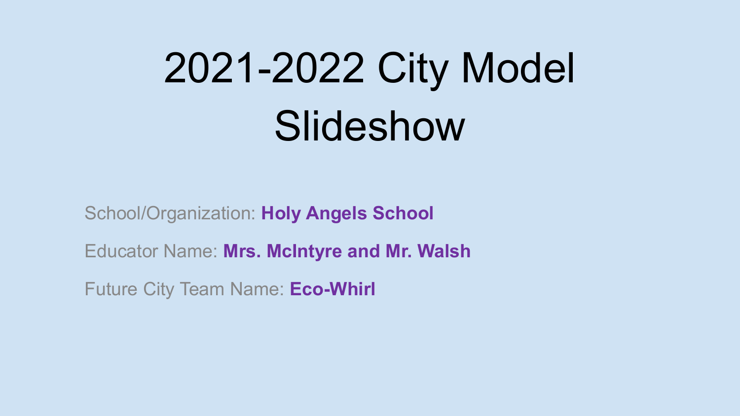# 2021-2022 City Model Slideshow

School/Organization: **Holy Angels School**

Educator Name: **Mrs. McIntyre and Mr. Walsh**

Future City Team Name: **Eco-Whirl**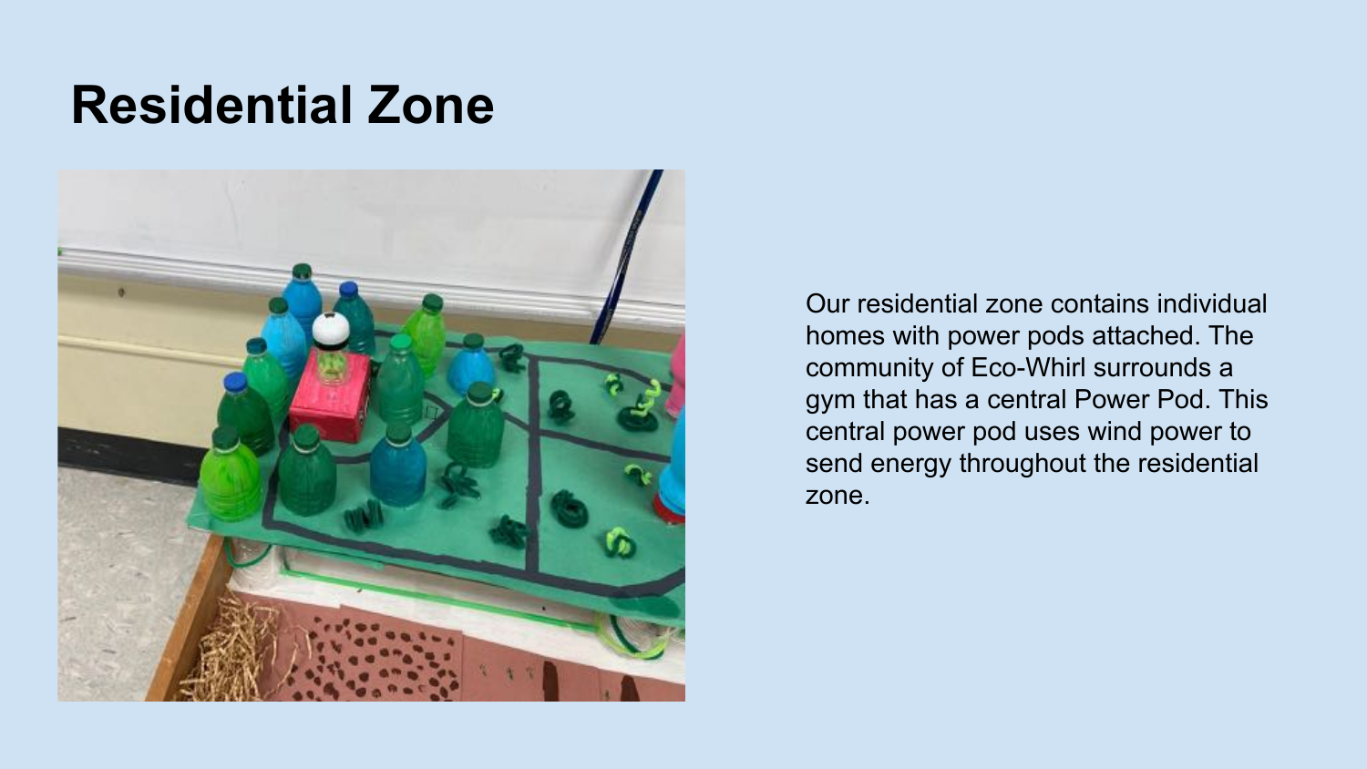# Residential Zone

Our residential zone contains individual homes with power pods attached. The community of Eco-Whirl surrounds a gym that has a central Power Pod. This central power pod uses wind power to send energy throughout the residential zone.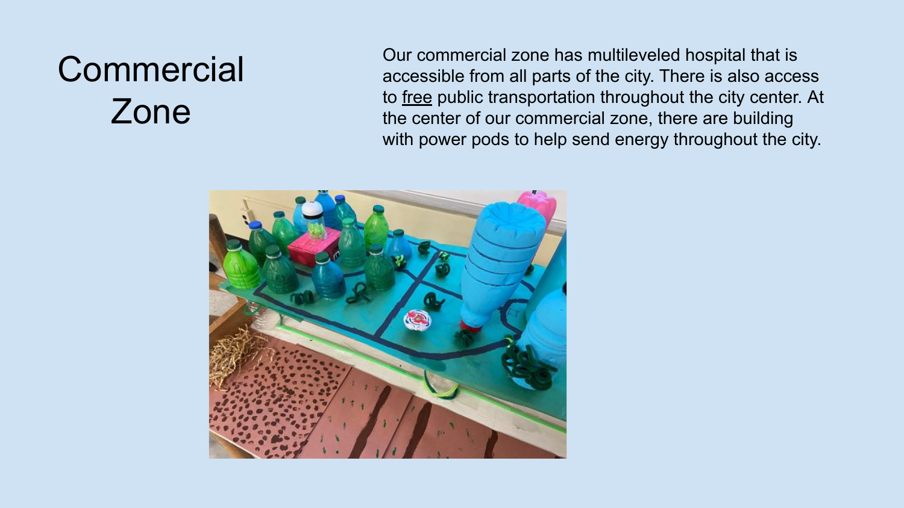# Commercial Zone

Our commercial zone has multileveled hospital that is accessible from all parts of the city. There is also access to <u>free</u> public transportation throughout the city center. At the center of our commercial zone, there are building with power pods to help send energy throughout the city.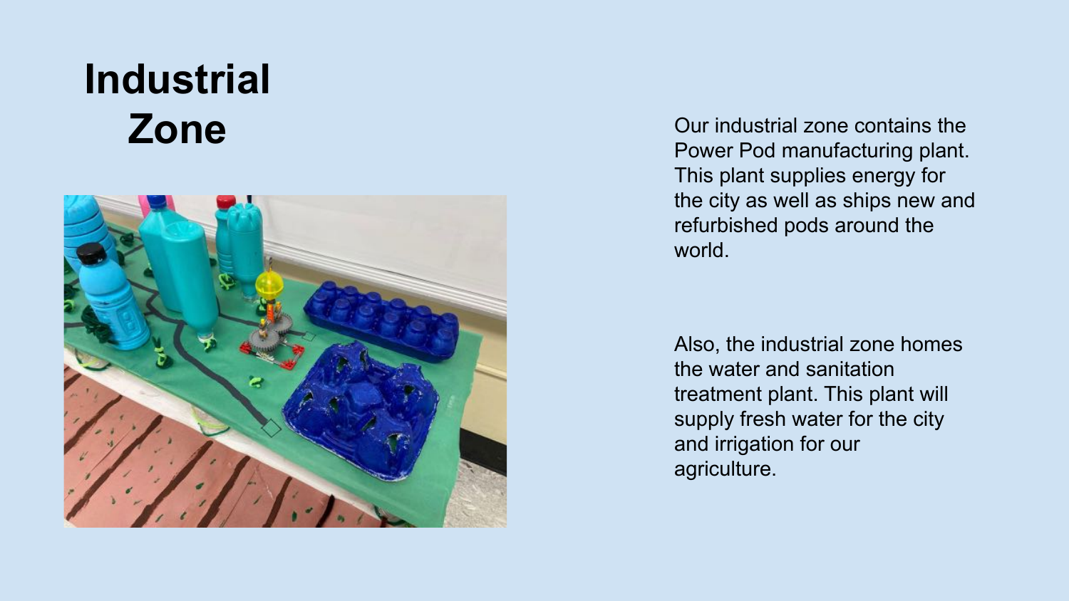# Industrial Zone

Our industrial zone contains the Power Pod manufacturing plant. This plant supplies energy for the city as well as ships new and refurbished pods around the world.

Also, the industrial zone homes the water and sanitation treatment plant. This plant will supply fresh water for the city and irrigation for our agriculture.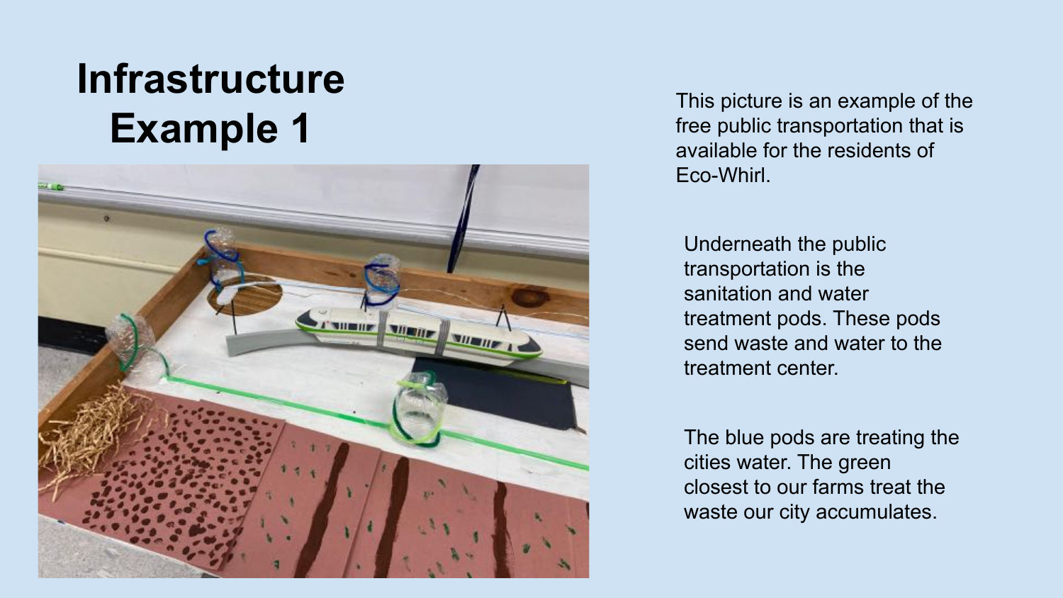# Infrastructure Example 1

This picture is an example of the free public transportation that is available for the residents of Eco-Whirl.

Underneath the public transportation is the sanitation and water treatment pods. These pods send waste and water to the treatment center.

The blue pods are treating the cities water. The green closest to our farms treat the waste our city accumulates.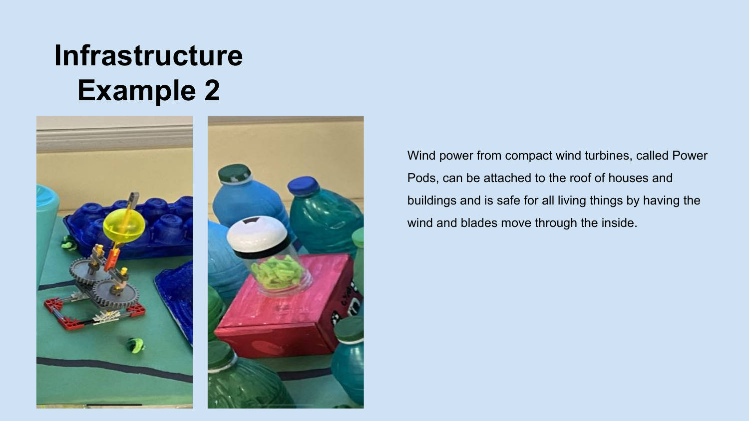# Infrastructure Example 2

Wind power from compact wind turbines, called Power Pods, can be attached to the roof of houses and buildings and is safe for all living things by having the wind and blades move through the inside.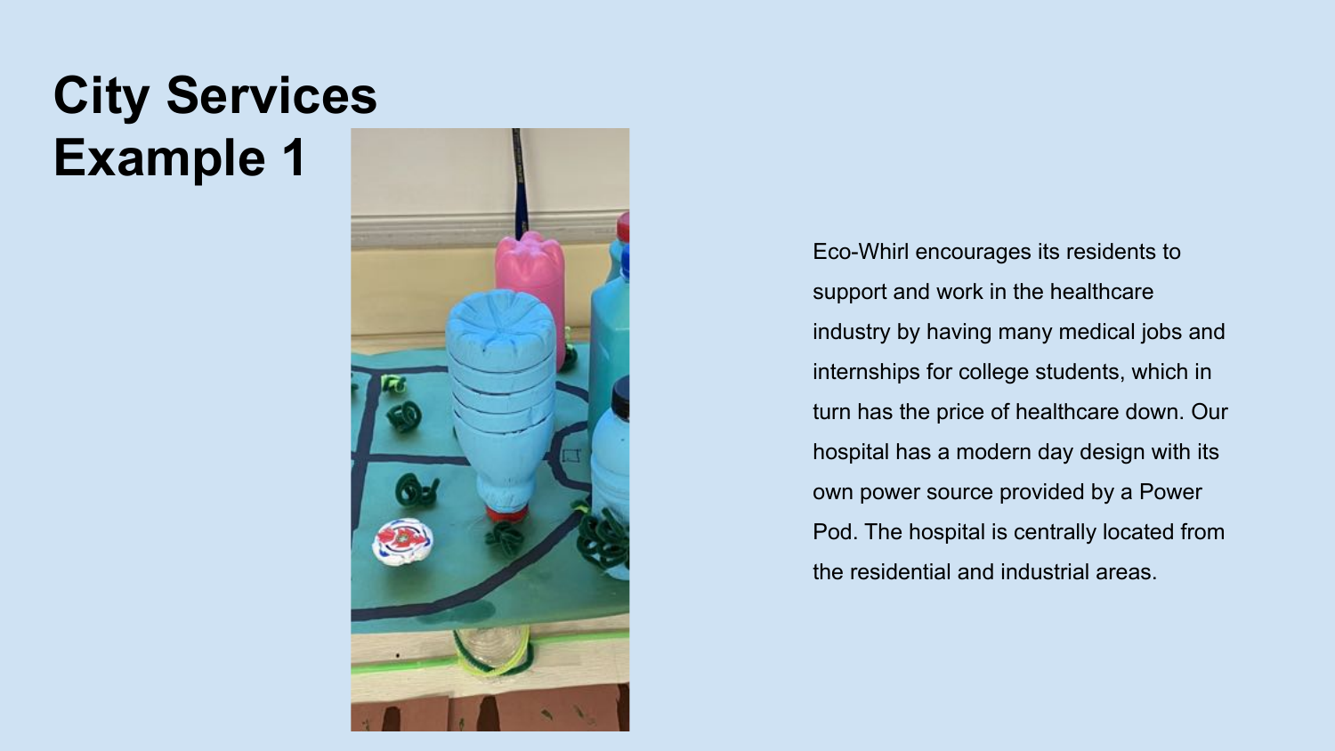# City Services Example 1

Eco-Whirl encourages its residents to support and work in the healthcare industry by having many medical jobs and internships for college students, which in turn has the price of healthcare down. Our hospital has a modern day design with its own power source provided by a Power Pod. The hospital is centrally located from the residential and industrial areas.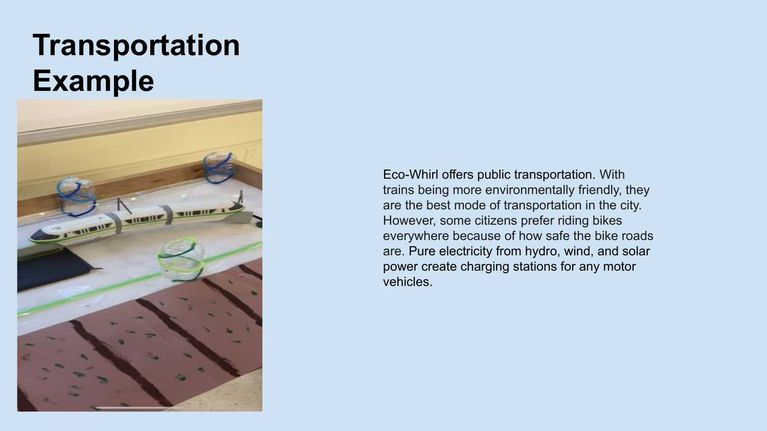# Transportation Example

Eco-Whirl offers public transportation. With trains being more environmentally friendly, they are the best mode of transportation in the city. However, some citizens prefer riding bikes everywhere because of how safe the bike roads are. Pure electricity from hydro, wind, and solar power create charging stations for any motor vehicles.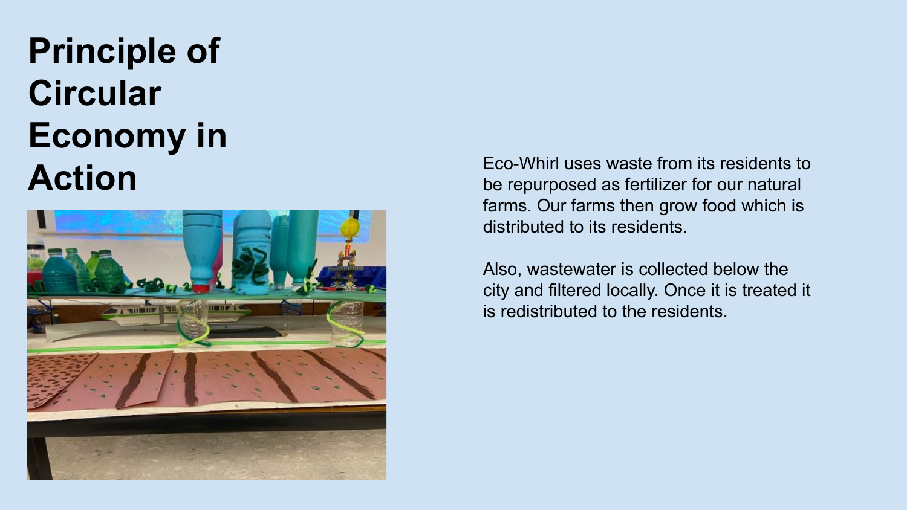# Principle of Circular Economy in Action

Eco-Whirl uses waste from its residents to be repurposed as fertilizer for our natural farms. Our farms then grow food which is distributed to its residents.

Also, wastewater is collected below the city and filtered locally. Once it is treated it is redistributed to the residents.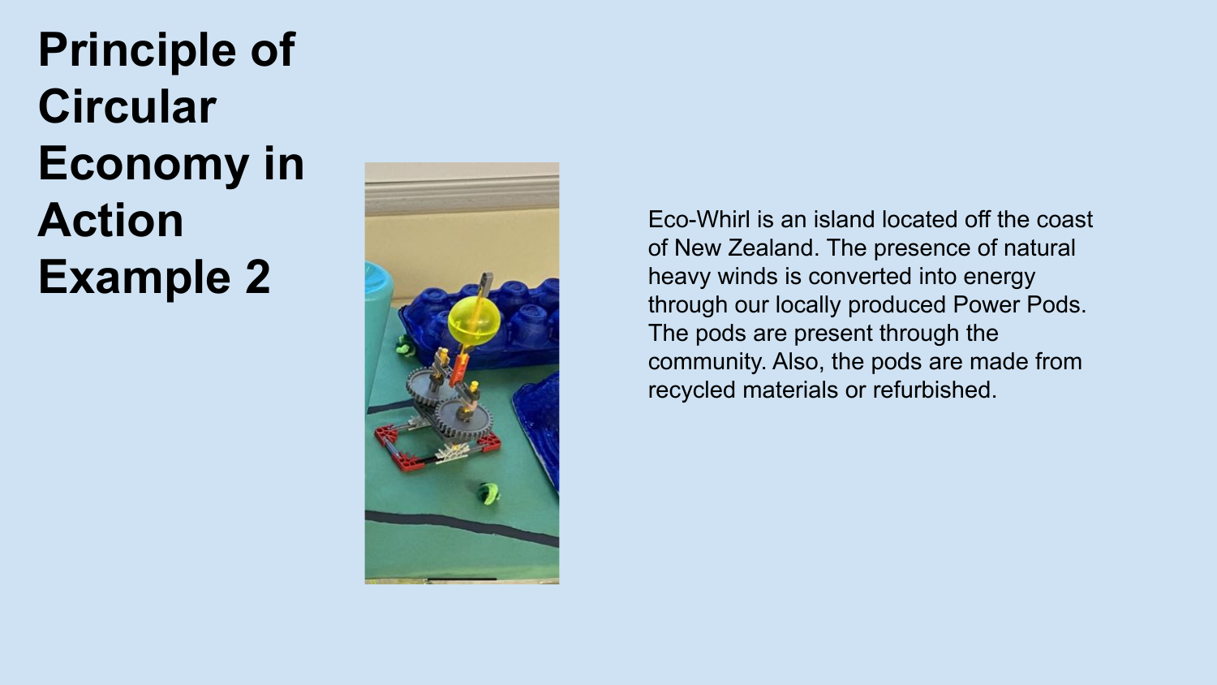# Principle of Circular Economy in Action Example 2

Eco-Whirl is an island located off the coast of New Zealand. The presence of natural heavy winds is converted into energy through our locally produced Power Pods. The pods are present through the community. Also, the pods are made from recycled materials or refurbished.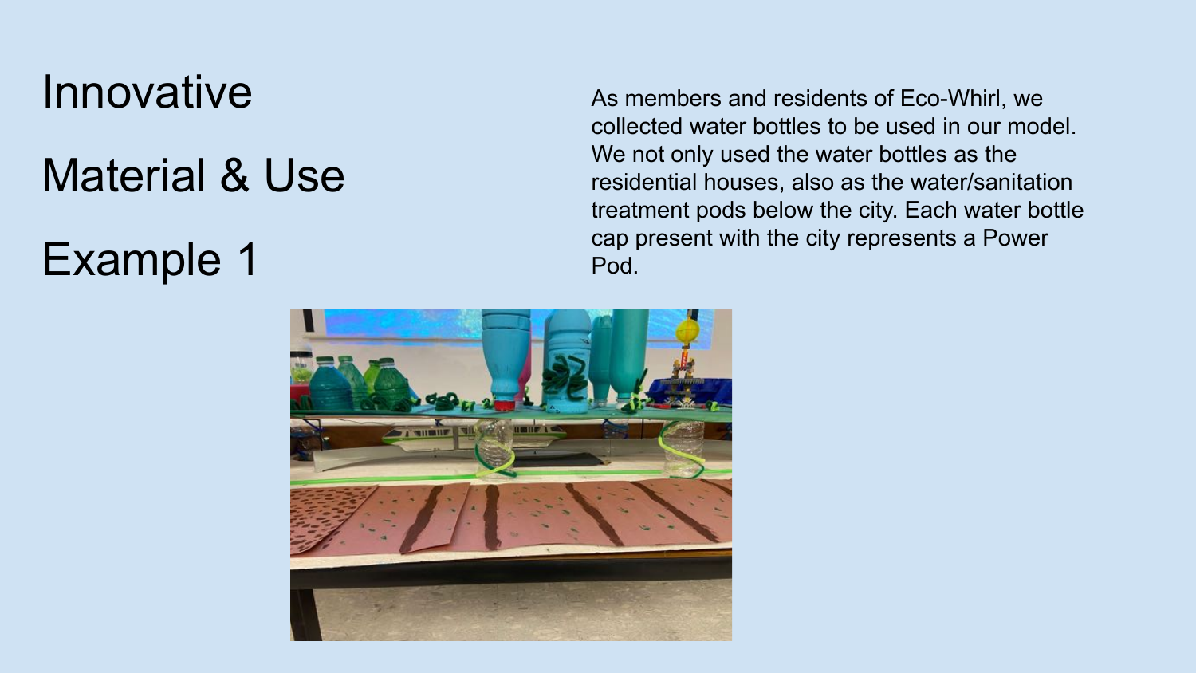# Innovative

# Material & Use

# Example 1

As members and residents of Eco-Whirl, we collected water bottles to be used in our model. We not only used the water bottles as the residential houses, also as the water/sanitation treatment pods below the city. Each water bottle cap present with the city represents a Power Pod.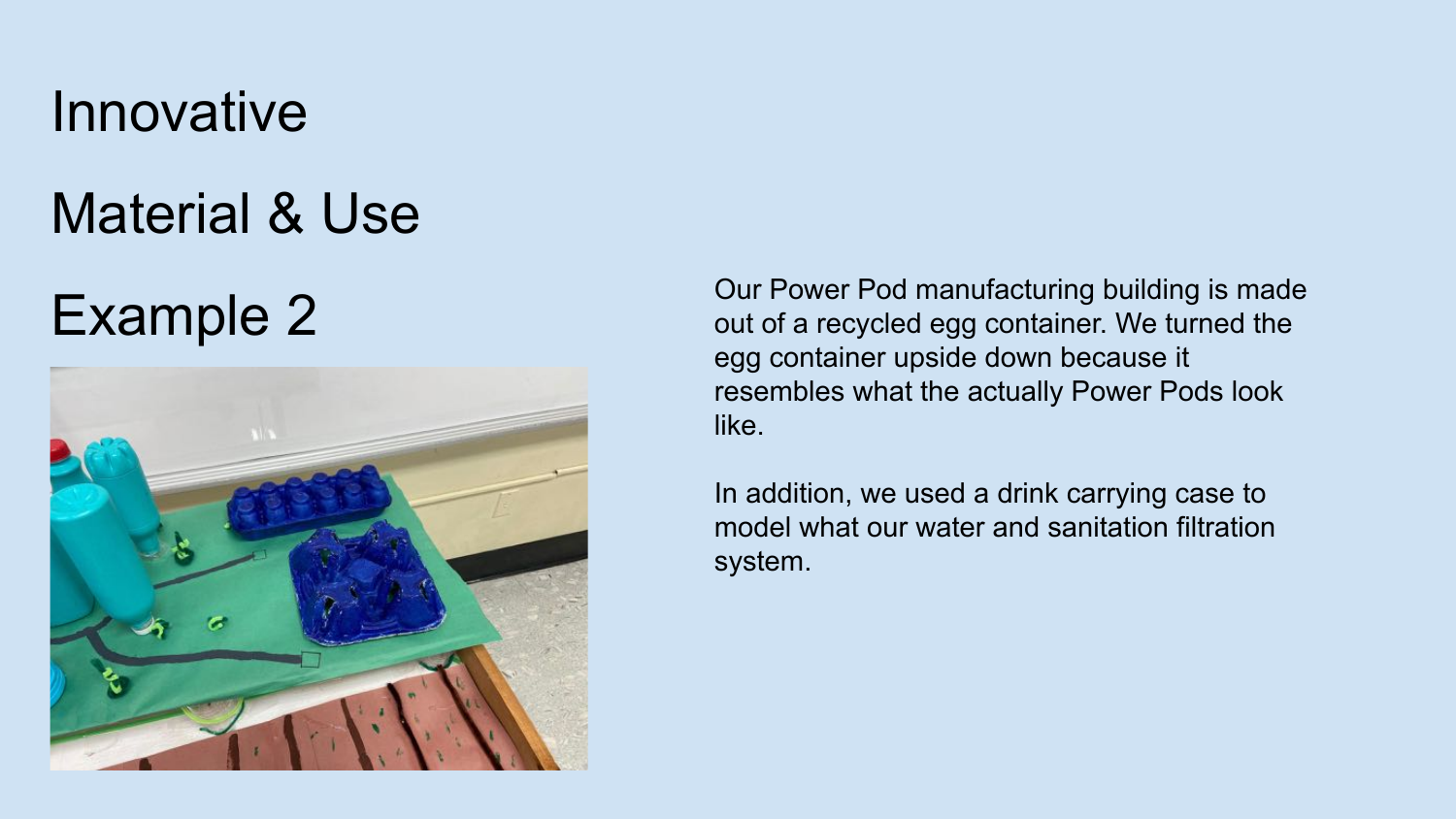# Innovative

# Material & Use

# Example 2

Our Power Pod manufacturing building is made out of a recycled egg container. We turned the egg container upside down because it resembles what the actually Power Pods look like.

In addition, we used a drink carrying case to model what our water and sanitation filtration system.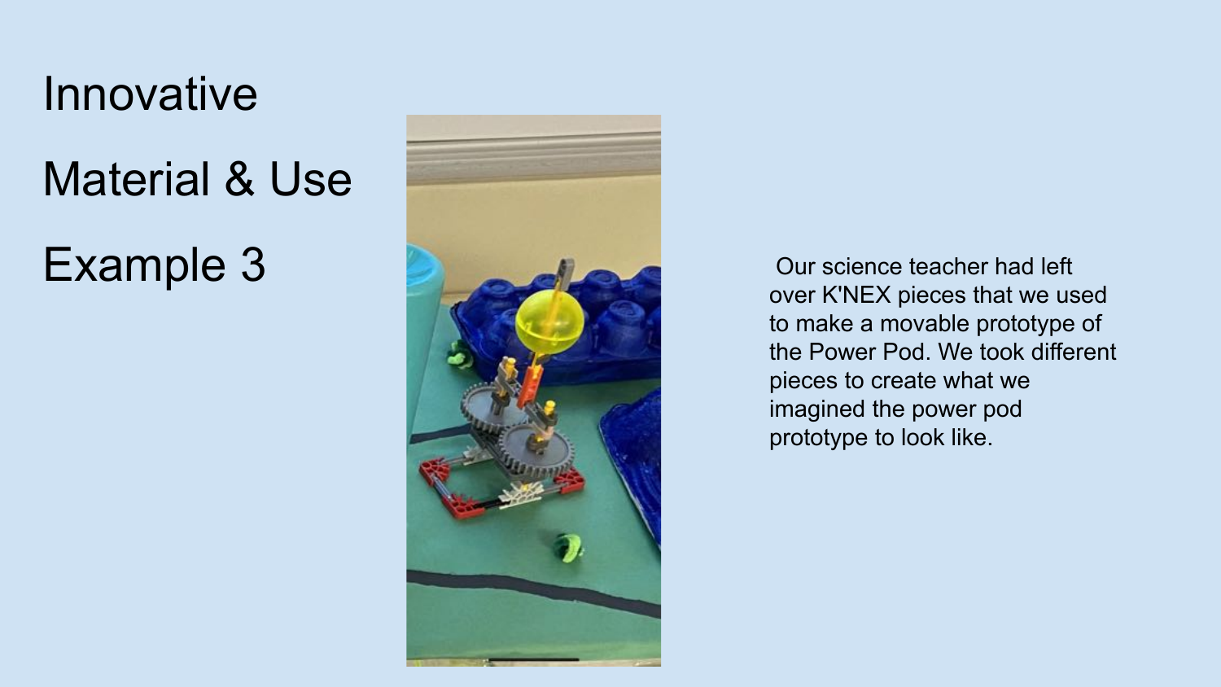# Innovative

# Material & Use

# Example 3

Our science teacher had left over K'NEX pieces that we used to make a movable prototype of the Power Pod. We took different pieces to create what we imagined the power pod prototype to look like.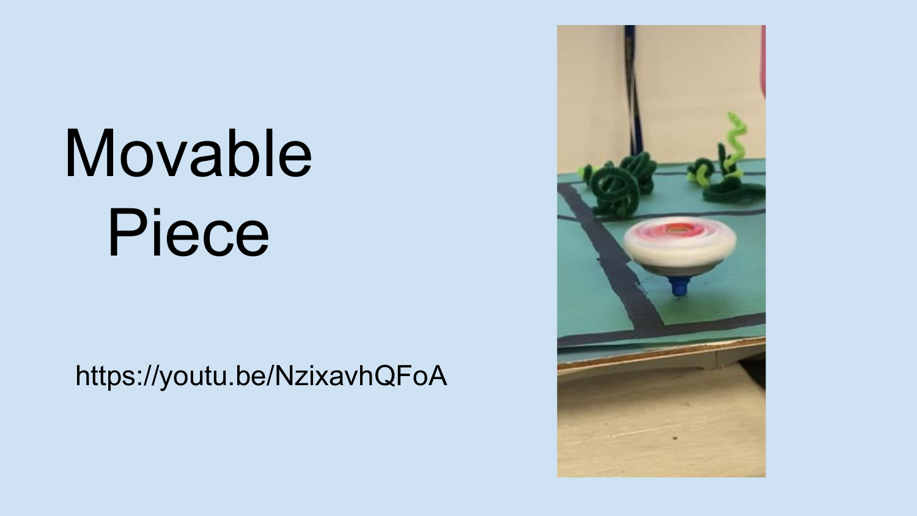# Movable Piece

https://youtu.be/NzixavhQFoA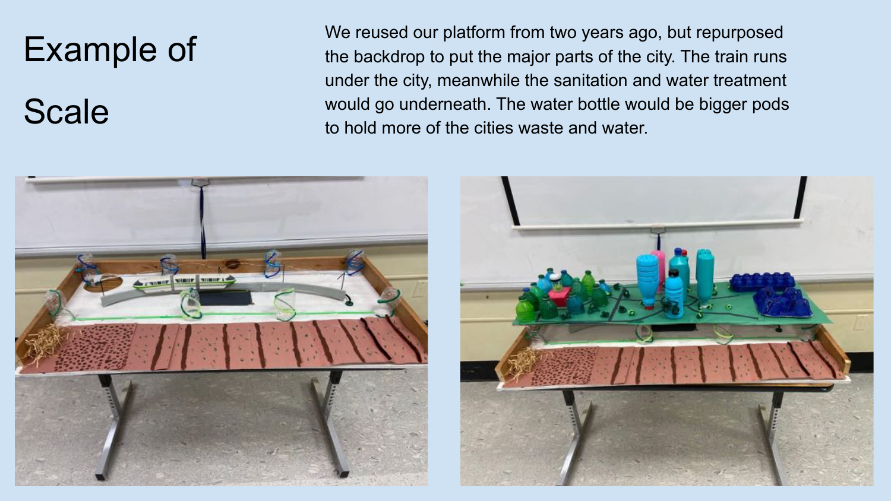# Example of Scale

We reused our platform from two years ago, but repurposed the backdrop to put the major parts of the city. The train runs under the city, meanwhile the sanitation and water treatment would go underneath. The water bottle would be bigger pods to hold more of the cities waste and water.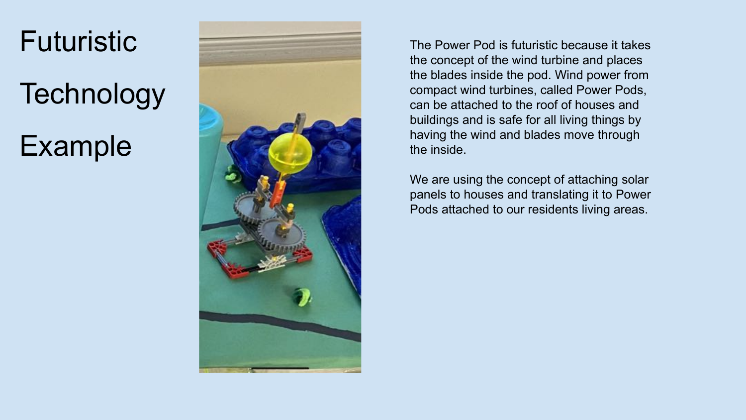# Futuristic Technology Example

The Power Pod is futuristic because it takes the concept of the wind turbine and places the blades inside the pod. Wind power from compact wind turbines, called Power Pods, can be attached to the roof of houses and buildings and is safe for all living things by having the wind and blades move through the inside.

We are using the concept of attaching solar panels to houses and translating it to Power Pods attached to our residents living areas.